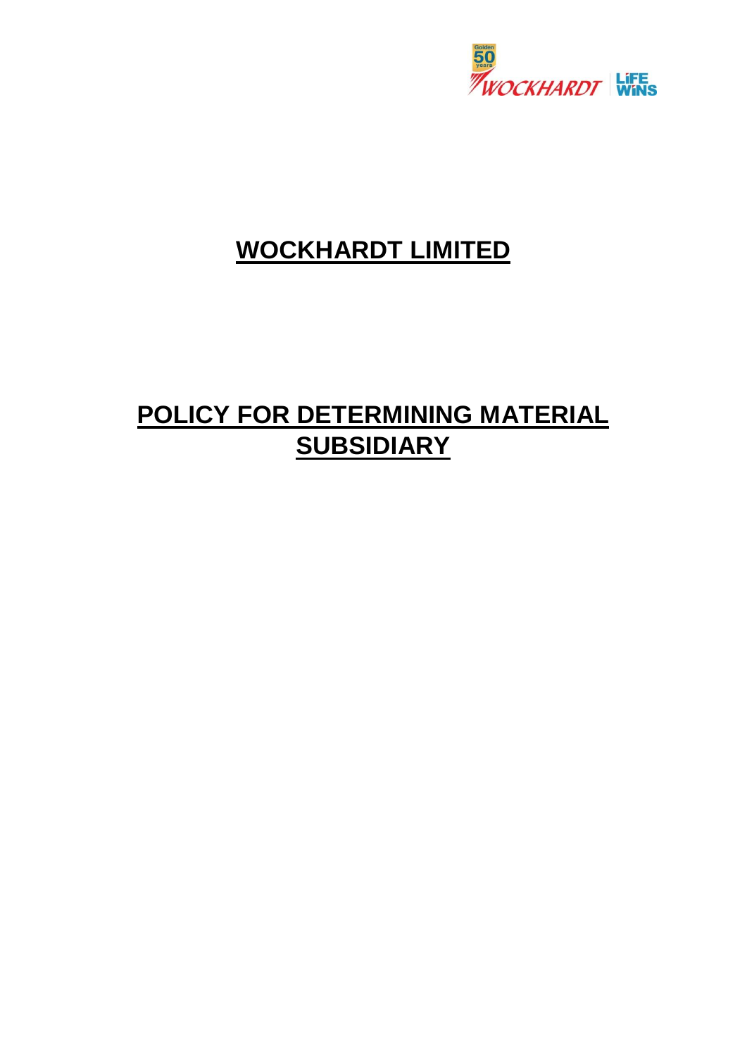# WOCKHARDT LIMITED

# POLICY FOR DETERMINING MATERIAL SUBSIDIARY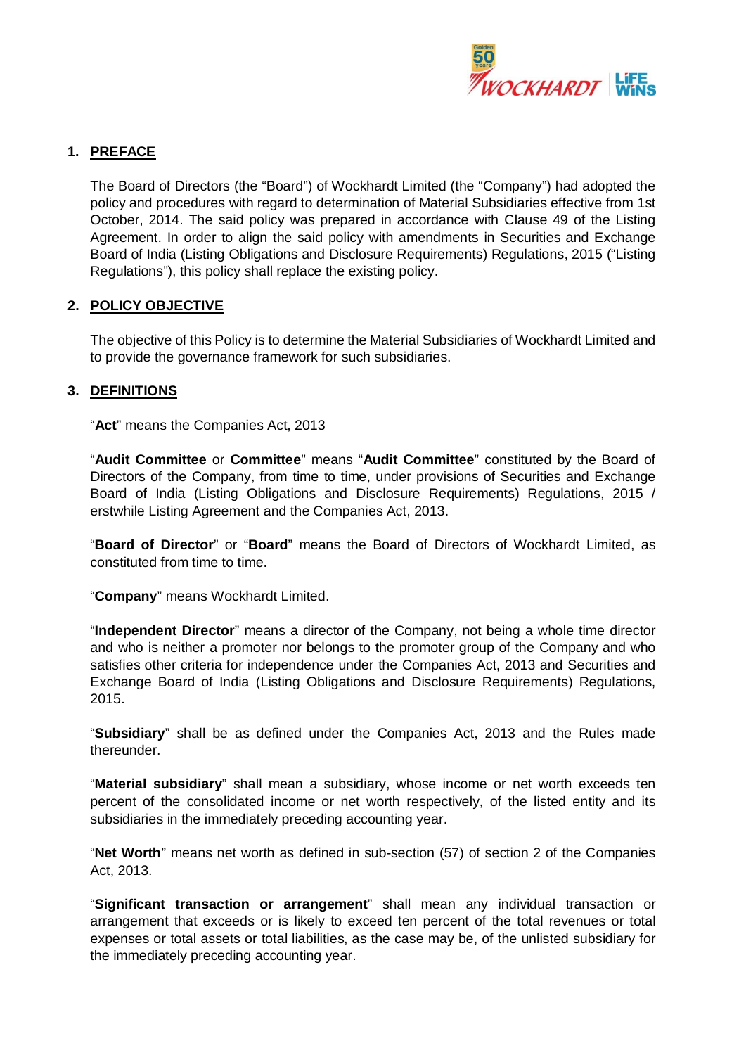## 1. PREFACE

The Board of Directors (the "Board") of Wockhardt Limited (the "Company") had adopted the policy and procedures with regard to determination of Material Subsidiaries effective from 1st October, 2014. The said policy was prepared in accordance with Clause 49 of the Listing Agreement. In order to align the said policy with amendments in Securities and Exchange Board of India (Listing Obligations and Disclosure Requirements) Regulations, 2015 ("Listing Regulations"), this policy shall replace the existing policy.

## 2. POLICY OBJECTIVE

The objective of this Policy is to determine the Material Subsidiaries of Wockhardt Limited and to provide the governance framework for such subsidiaries.

## 3. DEFINITIONS

"**Act**" means the Companies Act, 2013

"**Audit Committee** or **Committee**" means "**Audit Committee**" constituted by the Board of Directors of the Company, from time to time, under provisions of Securities and Exchange Board of India (Listing Obligations and Disclosure Requirements) Regulations, 2015 / erstwhile Listing Agreement and the Companies Act, 2013.

"**Board of Director**" or "**Board**" means the Board of Directors of Wockhardt Limited, as constituted from time to time.

"**Company**" means Wockhardt Limited.

"**Independent Director**" means a director of the Company, not being a whole time director and who is neither a promoter nor belongs to the promoter group of the Company and who satisfies other criteria for independence under the Companies Act, 2013 and Securities and Exchange Board of India (Listing Obligations and Disclosure Requirements) Regulations, 2015.

"**Subsidiary**" shall be as defined under the Companies Act, 2013 and the Rules made thereunder.

"**Material subsidiary**" shall mean a subsidiary, whose income or net worth exceeds ten percent of the consolidated income or net worth respectively, of the listed entity and its subsidiaries in the immediately preceding accounting year.

"**Net Worth**" means net worth as defined in sub-section (57) of section 2 of the Companies Act, 2013.

"**Significant transaction or arrangement**" shall mean any individual transaction or arrangement that exceeds or is likely to exceed ten percent of the total revenues or total expenses or total assets or total liabilities, as the case may be, of the unlisted subsidiary for the immediately preceding accounting year.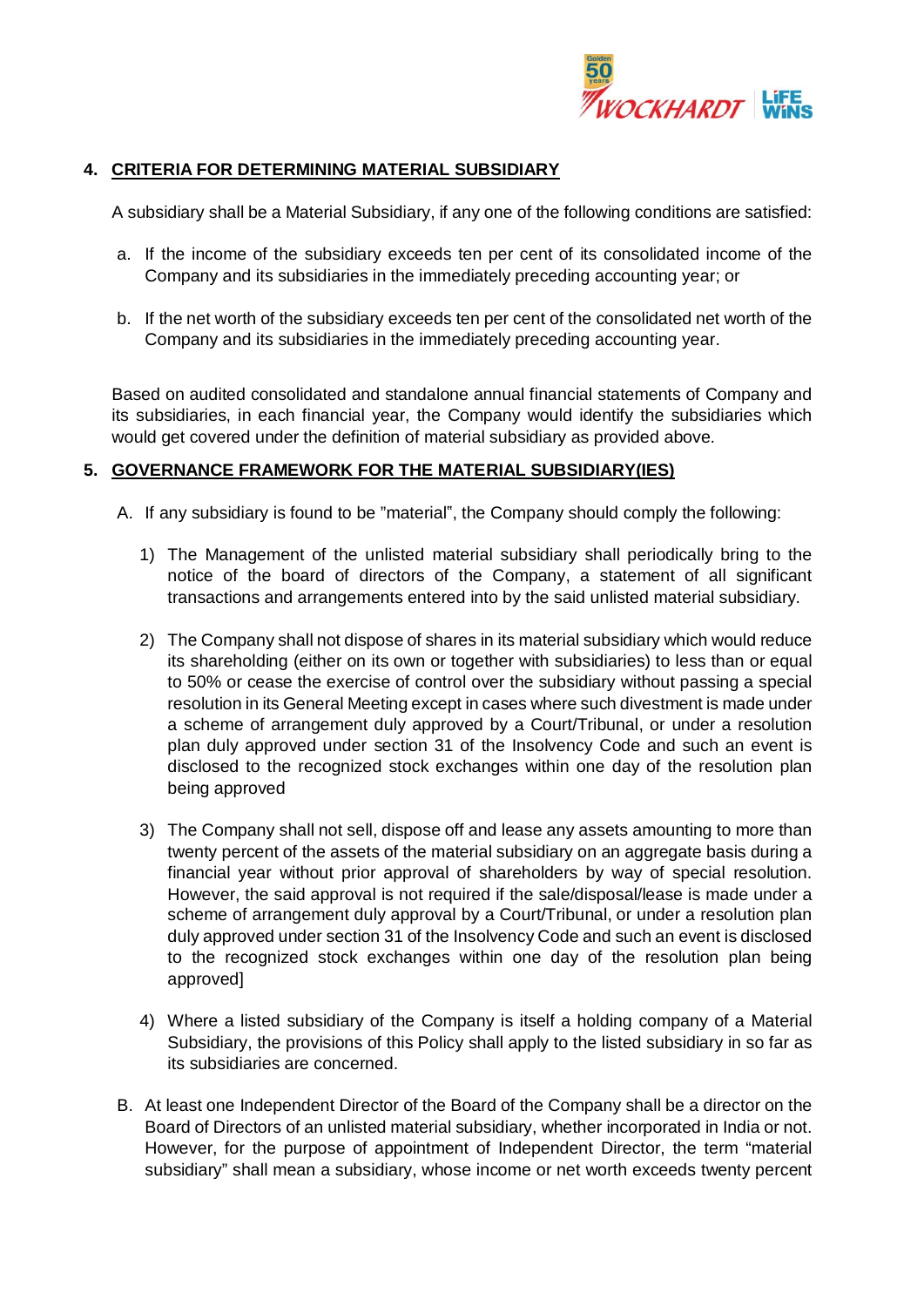## 4. CRITERIA FOR DETERMINING MATERIAL SUBSIDIARY

A subsidiary shall be a Material Subsidiary, if any one of the following conditions are satisfied:

a. If the income of the subsidiary exceeds ten per cent of its consolidated income of the Company and its subsidiaries in the immediately preceding accounting year; or

b. If the net worth of the subsidiary exceeds ten per cent of the consolidated net worth of the Company and its subsidiaries in the immediately preceding accounting year.

Based on audited consolidated and standalone annual financial statements of Company and its subsidiaries, in each financial year, the Company would identify the subsidiaries which would get covered under the definition of material subsidiary as provided above.

## 5. GOVERNANCE FRAMEWORK FOR THE MATERIAL SUBSIDIARY(IES)

A. If any subsidiary is found to be "material", the Company should comply the following:

1) The Management of the unlisted material subsidiary shall periodically bring to the notice of the board of directors of the Company, a statement of all significant transactions and arrangements entered into by the said unlisted material subsidiary.

2) The Company shall not dispose of shares in its material subsidiary which would reduce its shareholding (either on its own or together with subsidiaries) to less than or equal to 50% or cease the exercise of control over the subsidiary without passing a special resolution in its General Meeting except in cases where such divestment is made under a scheme of arrangement duly approved by a Court/Tribunal, or under a resolution plan duly approved under section 31 of the Insolvency Code and such an event is disclosed to the recognized stock exchanges within one day of the resolution plan being approved

3) The Company shall not sell, dispose off and lease any assets amounting to more than twenty percent of the assets of the material subsidiary on an aggregate basis during a financial year without prior approval of shareholders by way of special resolution. However, the said approval is not required if the sale/disposal/lease is made under a scheme of arrangement duly approval by a Court/Tribunal, or under a resolution plan duly approved under section 31 of the Insolvency Code and such an event is disclosed to the recognized stock exchanges within one day of the resolution plan being approved]

4) Where a listed subsidiary of the Company is itself a holding company of a Material Subsidiary, the provisions of this Policy shall apply to the listed subsidiary in so far as its subsidiaries are concerned.

B. At least one Independent Director of the Board of the Company shall be a director on the Board of Directors of an unlisted material subsidiary, whether incorporated in India or not. However, for the purpose of appointment of Independent Director, the term "material subsidiary" shall mean a subsidiary, whose income or net worth exceeds twenty percent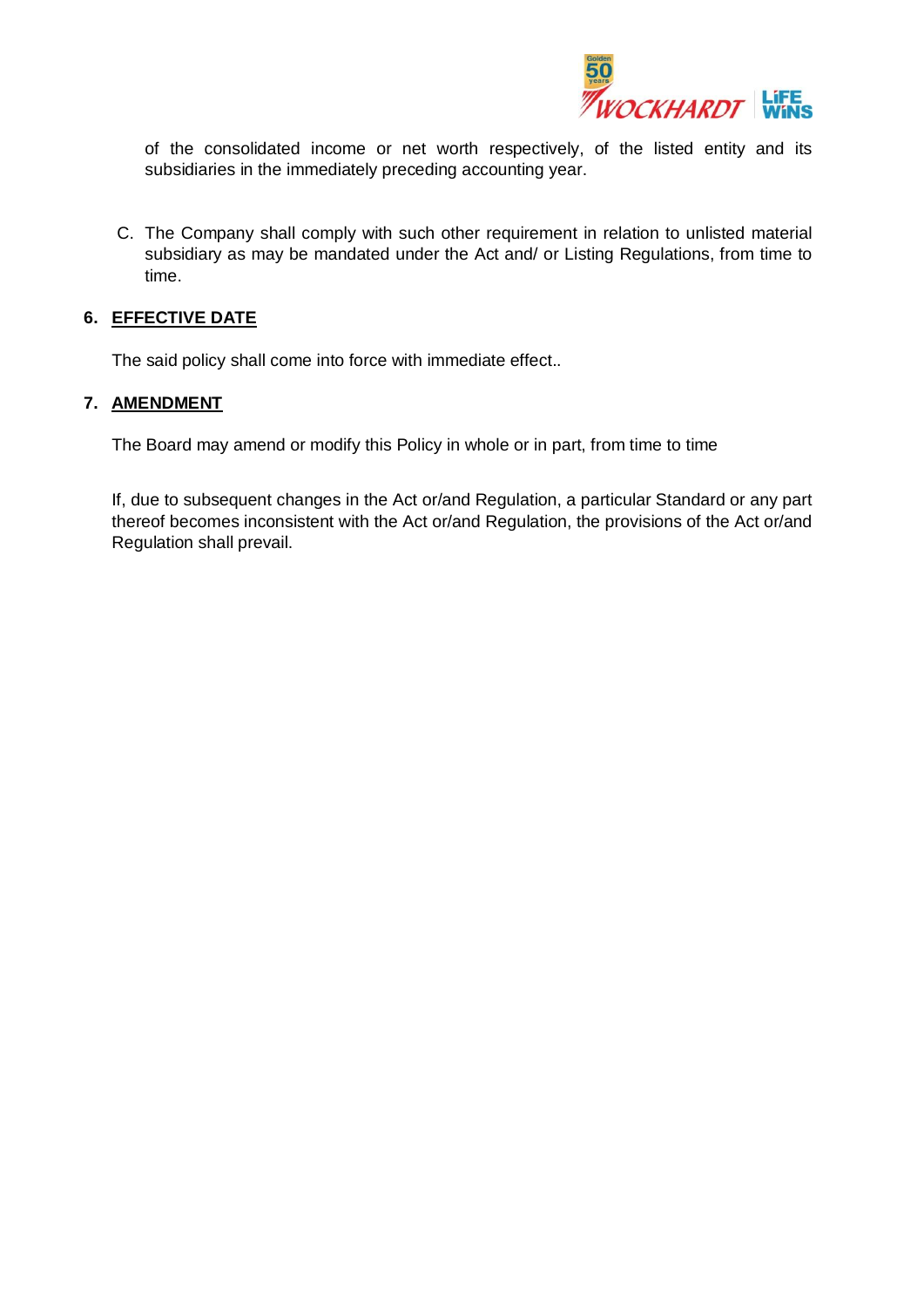of the consolidated income or net worth respectively, of the listed entity and its subsidiaries in the immediately preceding accounting year.

C. The Company shall comply with such other requirement in relation to unlisted material subsidiary as may be mandated under the Act and/ or Listing Regulations, from time to time.

## 6. EFFECTIVE DATE

The said policy shall come into force with immediate effect..

## 7. AMENDMENT

The Board may amend or modify this Policy in whole or in part, from time to time

If, due to subsequent changes in the Act or/and Regulation, a particular Standard or any part thereof becomes inconsistent with the Act or/and Regulation, the provisions of the Act or/and Regulation shall prevail.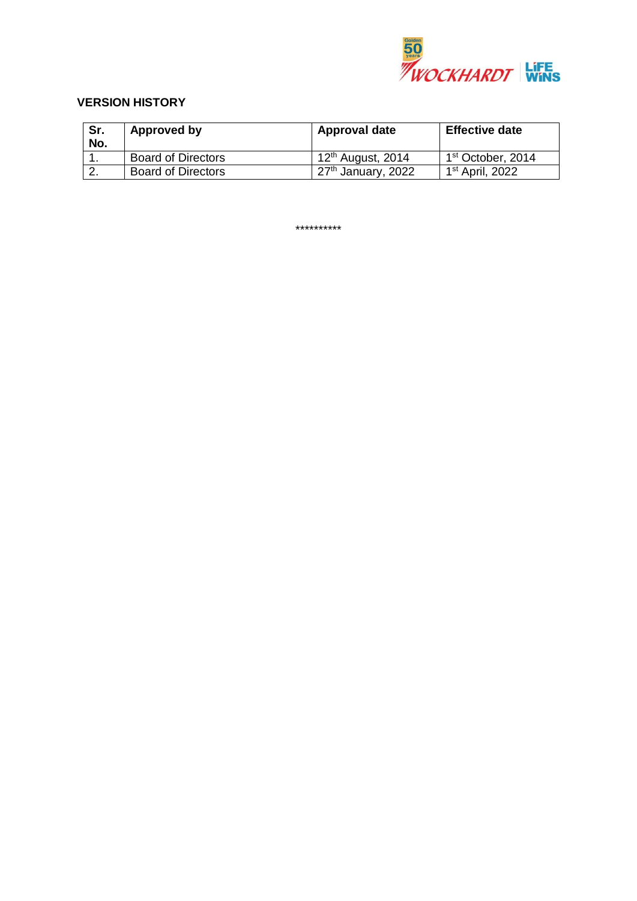**VERSION HISTORY**

| Sr. No. | Approved by | Approval date | Effective date |
|---|---|---|---|
| 1. | Board of Directors | 12th August, 2014 | 1st October, 2014 |
| 2. | Board of Directors | 27th January, 2022 | 1st April, 2022 |

**********